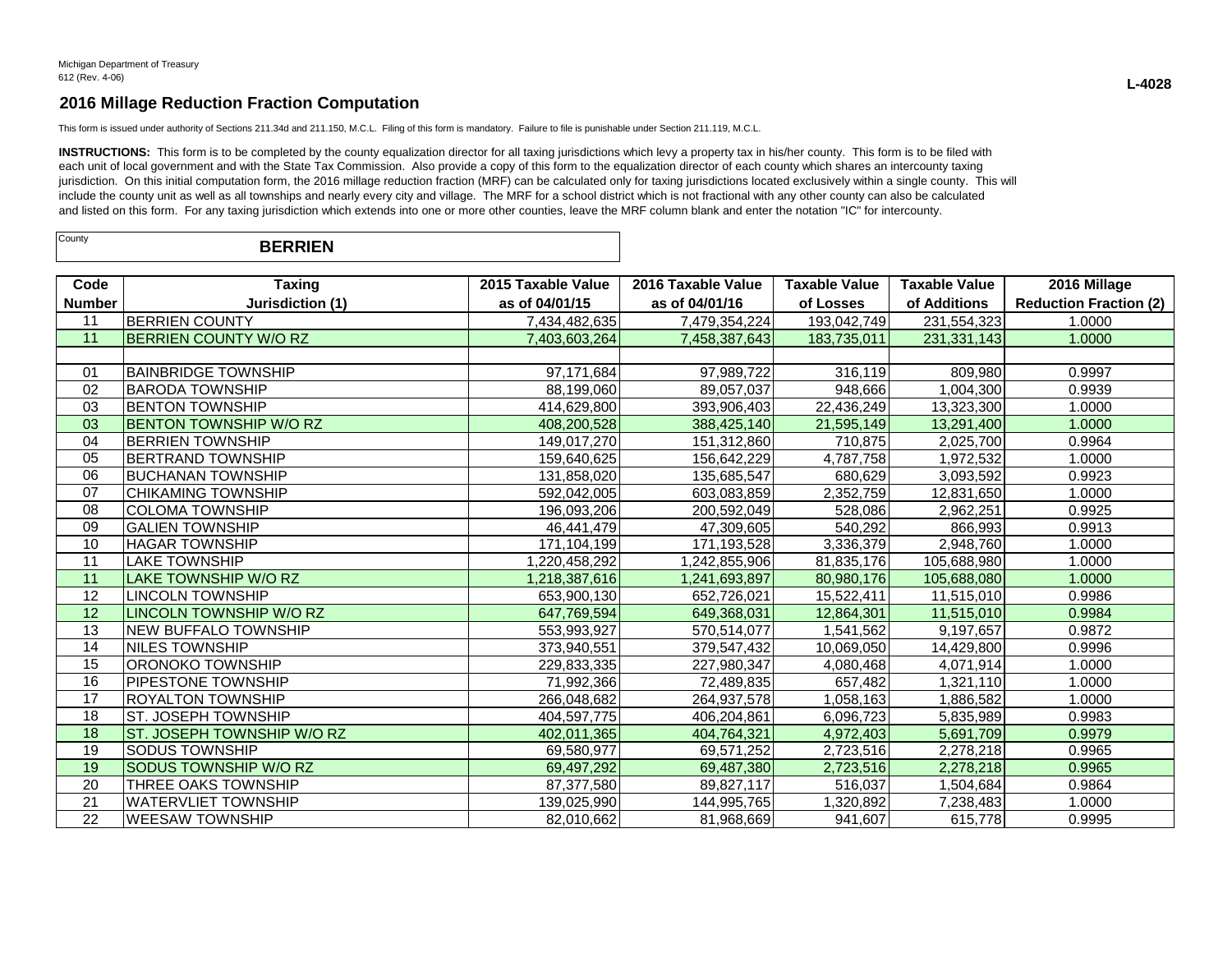Michigan Department of Treasury
612 (Rev. 4-06)

L-4028

## 2016 Millage Reduction Fraction Computation

This form is issued under authority of Sections 211.34d and 211.150, M.C.L. Filing of this form is mandatory. Failure to file is punishable under Section 211.119, M.C.L.

**INSTRUCTIONS:** This form is to be completed by the county equalization director for all taxing jurisdictions which levy a property tax in his/her county. This form is to be filed with each unit of local government and with the State Tax Commission. Also provide a copy of this form to the equalization director of each county which shares an intercounty taxing jurisdiction. On this initial computation form, the 2016 millage reduction fraction (MRF) can be calculated only for taxing jurisdictions located exclusively within a single county. This will include the county unit as well as all townships and nearly every city and village. The MRF for a school district which is not fractional with any other county can also be calculated and listed on this form. For any taxing jurisdiction which extends into one or more other counties, leave the MRF column blank and enter the notation "IC" for intercounty.

County: **BERRIEN**

| Code Number | Taxing Jurisdiction (1) | 2015 Taxable Value as of 04/01/15 | 2016 Taxable Value as of 04/01/16 | Taxable Value of Losses | Taxable Value of Additions | 2016 Millage Reduction Fraction (2) |
|---|---|---|---|---|---|---|
| 11 | BERRIEN COUNTY | 7,434,482,635 | 7,479,354,224 | 193,042,749 | 231,554,323 | 1.0000 |
| 11 | BERRIEN COUNTY W/O RZ | 7,403,603,264 | 7,458,387,643 | 183,735,011 | 231,331,143 | 1.0000 |
| | | | | | | |
| 01 | BAINBRIDGE TOWNSHIP | 97,171,684 | 97,989,722 | 316,119 | 809,980 | 0.9997 |
| 02 | BARODA TOWNSHIP | 88,199,060 | 89,057,037 | 948,666 | 1,004,300 | 0.9939 |
| 03 | BENTON TOWNSHIP | 414,629,800 | 393,906,403 | 22,436,249 | 13,323,300 | 1.0000 |
| 03 | BENTON TOWNSHIP W/O RZ | 408,200,528 | 388,425,140 | 21,595,149 | 13,291,400 | 1.0000 |
| 04 | BERRIEN TOWNSHIP | 149,017,270 | 151,312,860 | 710,875 | 2,025,700 | 0.9964 |
| 05 | BERTRAND TOWNSHIP | 159,640,625 | 156,642,229 | 4,787,758 | 1,972,532 | 1.0000 |
| 06 | BUCHANAN TOWNSHIP | 131,858,020 | 135,685,547 | 680,629 | 3,093,592 | 0.9923 |
| 07 | CHIKAMING TOWNSHIP | 592,042,005 | 603,083,859 | 2,352,759 | 12,831,650 | 1.0000 |
| 08 | COLOMA TOWNSHIP | 196,093,206 | 200,592,049 | 528,086 | 2,962,251 | 0.9925 |
| 09 | GALIEN TOWNSHIP | 46,441,479 | 47,309,605 | 540,292 | 866,993 | 0.9913 |
| 10 | HAGAR TOWNSHIP | 171,104,199 | 171,193,528 | 3,336,379 | 2,948,760 | 1.0000 |
| 11 | LAKE TOWNSHIP | 1,220,458,292 | 1,242,855,906 | 81,835,176 | 105,688,980 | 1.0000 |
| 11 | LAKE TOWNSHIP W/O RZ | 1,218,387,616 | 1,241,693,897 | 80,980,176 | 105,688,080 | 1.0000 |
| 12 | LINCOLN TOWNSHIP | 653,900,130 | 652,726,021 | 15,522,411 | 11,515,010 | 0.9986 |
| 12 | LINCOLN TOWNSHIP W/O RZ | 647,769,594 | 649,368,031 | 12,864,301 | 11,515,010 | 0.9984 |
| 13 | NEW BUFFALO TOWNSHIP | 553,993,927 | 570,514,077 | 1,541,562 | 9,197,657 | 0.9872 |
| 14 | NILES TOWNSHIP | 373,940,551 | 379,547,432 | 10,069,050 | 14,429,800 | 0.9996 |
| 15 | ORONOKO TOWNSHIP | 229,833,335 | 227,980,347 | 4,080,468 | 4,071,914 | 1.0000 |
| 16 | PIPESTONE TOWNSHIP | 71,992,366 | 72,489,835 | 657,482 | 1,321,110 | 1.0000 |
| 17 | ROYALTON TOWNSHIP | 266,048,682 | 264,937,578 | 1,058,163 | 1,886,582 | 1.0000 |
| 18 | ST. JOSEPH TOWNSHIP | 404,597,775 | 406,204,861 | 6,096,723 | 5,835,989 | 0.9983 |
| 18 | ST. JOSEPH TOWNSHIP W/O RZ | 402,011,365 | 404,764,321 | 4,972,403 | 5,691,709 | 0.9979 |
| 19 | SODUS TOWNSHIP | 69,580,977 | 69,571,252 | 2,723,516 | 2,278,218 | 0.9965 |
| 19 | SODUS TOWNSHIP W/O RZ | 69,497,292 | 69,487,380 | 2,723,516 | 2,278,218 | 0.9965 |
| 20 | THREE OAKS TOWNSHIP | 87,377,580 | 89,827,117 | 516,037 | 1,504,684 | 0.9864 |
| 21 | WATERVLIET TOWNSHIP | 139,025,990 | 144,995,765 | 1,320,892 | 7,238,483 | 1.0000 |
| 22 | WEESAW TOWNSHIP | 82,010,662 | 81,968,669 | 941,607 | 615,778 | 0.9995 |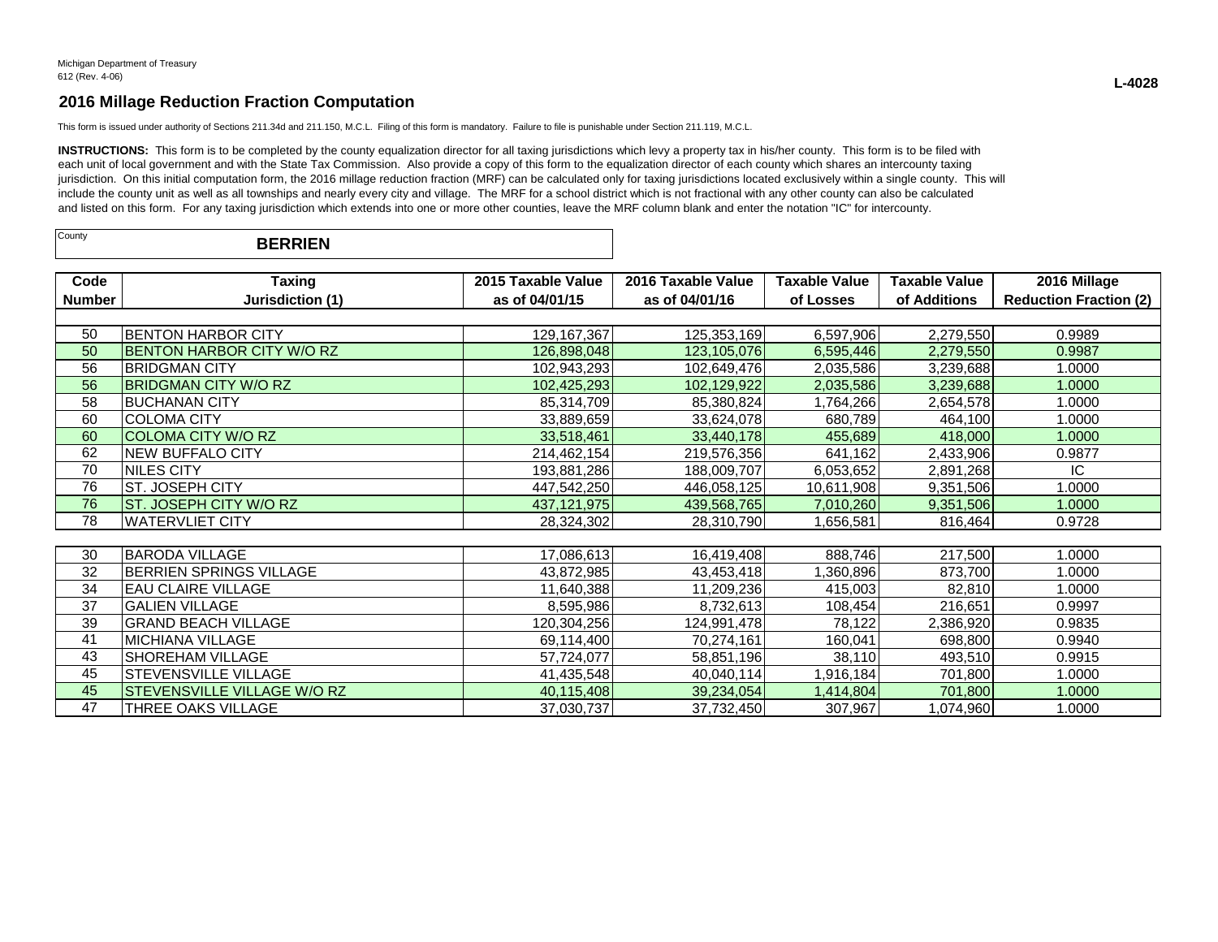Michigan Department of Treasury
612 (Rev. 4-06)

**L-4028**

## 2016 Millage Reduction Fraction Computation

This form is issued under authority of Sections 211.34d and 211.150, M.C.L. Filing of this form is mandatory. Failure to file is punishable under Section 211.119, M.C.L.

**INSTRUCTIONS:** This form is to be completed by the county equalization director for all taxing jurisdictions which levy a property tax in his/her county. This form is to be filed with each unit of local government and with the State Tax Commission. Also provide a copy of this form to the equalization director of each county which shares an intercounty taxing jurisdiction. On this initial computation form, the 2016 millage reduction fraction (MRF) can be calculated only for taxing jurisdictions located exclusively within a single county. This will include the county unit as well as all townships and nearly every city and village. The MRF for a school district which is not fractional with any other county can also be calculated and listed on this form. For any taxing jurisdiction which extends into one or more other counties, leave the MRF column blank and enter the notation "IC" for intercounty.

County: **BERRIEN**

| Code Number | Taxing Jurisdiction (1) | 2015 Taxable Value as of 04/01/15 | 2016 Taxable Value as of 04/01/16 | Taxable Value of Losses | Taxable Value of Additions | 2016 Millage Reduction Fraction (2) |
|---|---|---|---|---|---|---|
| 50 | BENTON HARBOR CITY | 129,167,367 | 125,353,169 | 6,597,906 | 2,279,550 | 0.9989 |
| 50 | BENTON HARBOR CITY W/O RZ | 126,898,048 | 123,105,076 | 6,595,446 | 2,279,550 | 0.9987 |
| 56 | BRIDGMAN CITY | 102,943,293 | 102,649,476 | 2,035,586 | 3,239,688 | 1.0000 |
| 56 | BRIDGMAN CITY W/O RZ | 102,425,293 | 102,129,922 | 2,035,586 | 3,239,688 | 1.0000 |
| 58 | BUCHANAN CITY | 85,314,709 | 85,380,824 | 1,764,266 | 2,654,578 | 1.0000 |
| 60 | COLOMA CITY | 33,889,659 | 33,624,078 | 680,789 | 464,100 | 1.0000 |
| 60 | COLOMA CITY W/O RZ | 33,518,461 | 33,440,178 | 455,689 | 418,000 | 1.0000 |
| 62 | NEW BUFFALO CITY | 214,462,154 | 219,576,356 | 641,162 | 2,433,906 | 0.9877 |
| 70 | NILES CITY | 193,881,286 | 188,009,707 | 6,053,652 | 2,891,268 | IC |
| 76 | ST. JOSEPH CITY | 447,542,250 | 446,058,125 | 10,611,908 | 9,351,506 | 1.0000 |
| 76 | ST. JOSEPH CITY W/O RZ | 437,121,975 | 439,568,765 | 7,010,260 | 9,351,506 | 1.0000 |
| 78 | WATERVLIET CITY | 28,324,302 | 28,310,790 | 1,656,581 | 816,464 | 0.9728 |
| 30 | BARODA VILLAGE | 17,086,613 | 16,419,408 | 888,746 | 217,500 | 1.0000 |
| 32 | BERRIEN SPRINGS VILLAGE | 43,872,985 | 43,453,418 | 1,360,896 | 873,700 | 1.0000 |
| 34 | EAU CLAIRE VILLAGE | 11,640,388 | 11,209,236 | 415,003 | 82,810 | 1.0000 |
| 37 | GALIEN VILLAGE | 8,595,986 | 8,732,613 | 108,454 | 216,651 | 0.9997 |
| 39 | GRAND BEACH VILLAGE | 120,304,256 | 124,991,478 | 78,122 | 2,386,920 | 0.9835 |
| 41 | MICHIANA VILLAGE | 69,114,400 | 70,274,161 | 160,041 | 698,800 | 0.9940 |
| 43 | SHOREHAM VILLAGE | 57,724,077 | 58,851,196 | 38,110 | 493,510 | 0.9915 |
| 45 | STEVENSVILLE VILLAGE | 41,435,548 | 40,040,114 | 1,916,184 | 701,800 | 1.0000 |
| 45 | STEVENSVILLE VILLAGE W/O RZ | 40,115,408 | 39,234,054 | 1,414,804 | 701,800 | 1.0000 |
| 47 | THREE OAKS VILLAGE | 37,030,737 | 37,732,450 | 307,967 | 1,074,960 | 1.0000 |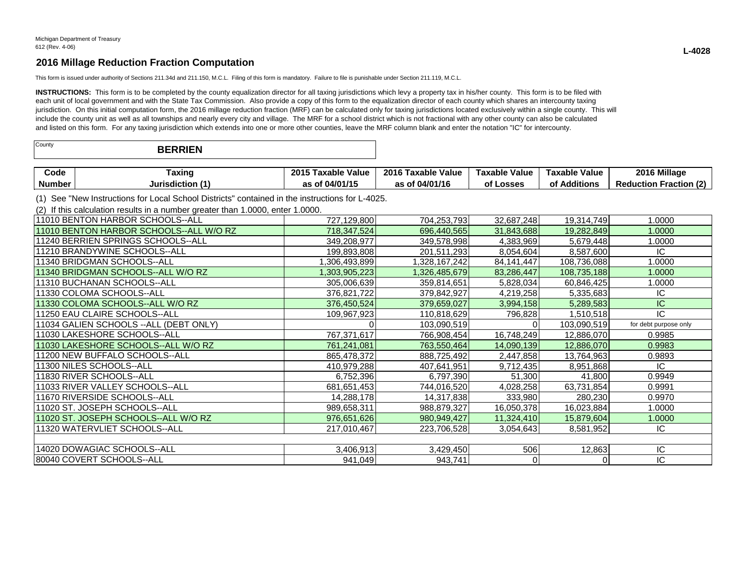Michigan Department of Treasury
612 (Rev. 4-06)

**L-4028**

## 2016 Millage Reduction Fraction Computation

This form is issued under authority of Sections 211.34d and 211.150, M.C.L. Filing of this form is mandatory. Failure to file is punishable under Section 211.119, M.C.L.

**INSTRUCTIONS:** This form is to be completed by the county equalization director for all taxing jurisdictions which levy a property tax in his/her county. This form is to be filed with each unit of local government and with the State Tax Commission. Also provide a copy of this form to the equalization director of each county which shares an intercounty taxing jurisdiction. On this initial computation form, the 2016 millage reduction fraction (MRF) can be calculated only for taxing jurisdictions located exclusively within a single county. This will include the county unit as well as all townships and nearly every city and village. The MRF for a school district which is not fractional with any other county can also be calculated and listed on this form. For any taxing jurisdiction which extends into one or more other counties, leave the MRF column blank and enter the notation "IC" for intercounty.

County: **BERRIEN**

(1) See "New Instructions for Local School Districts" contained in the instructions for L-4025.

(2) If this calculation results in a number greater than 1.0000, enter 1.0000.

| Code Number / Taxing Jurisdiction (1) | 2015 Taxable Value as of 04/01/15 | 2016 Taxable Value as of 04/01/16 | Taxable Value of Losses | Taxable Value of Additions | 2016 Millage Reduction Fraction (2) |
|---|---|---|---|---|---|
| 11010 BENTON HARBOR SCHOOLS--ALL | 727,129,800 | 704,253,793 | 32,687,248 | 19,314,749 | 1.0000 |
| 11010 BENTON HARBOR SCHOOLS--ALL W/O RZ | 718,347,524 | 696,440,565 | 31,843,688 | 19,282,849 | 1.0000 |
| 11240 BERRIEN SPRINGS SCHOOLS--ALL | 349,208,977 | 349,578,998 | 4,383,969 | 5,679,448 | 1.0000 |
| 11210 BRANDYWINE SCHOOLS--ALL | 199,893,808 | 201,511,293 | 8,054,604 | 8,587,600 | IC |
| 11340 BRIDGMAN SCHOOLS--ALL | 1,306,493,899 | 1,328,167,242 | 84,141,447 | 108,736,088 | 1.0000 |
| 11340 BRIDGMAN SCHOOLS--ALL W/O RZ | 1,303,905,223 | 1,326,485,679 | 83,286,447 | 108,735,188 | 1.0000 |
| 11310 BUCHANAN SCHOOLS--ALL | 305,006,639 | 359,814,651 | 5,828,034 | 60,846,425 | 1.0000 |
| 11330 COLOMA SCHOOLS--ALL | 376,821,722 | 379,842,927 | 4,219,258 | 5,335,683 | IC |
| 11330 COLOMA SCHOOLS--ALL W/O RZ | 376,450,524 | 379,659,027 | 3,994,158 | 5,289,583 | IC |
| 11250 EAU CLAIRE SCHOOLS--ALL | 109,967,923 | 110,818,629 | 796,828 | 1,510,518 | IC |
| 11034 GALIEN SCHOOLS --ALL (DEBT ONLY) | 0 | 103,090,519 | 0 | 103,090,519 | for debt purpose only |
| 11030 LAKESHORE SCHOOLS--ALL | 767,371,617 | 766,908,454 | 16,748,249 | 12,886,070 | 0.9985 |
| 11030 LAKESHORE SCHOOLS--ALL W/O RZ | 761,241,081 | 763,550,464 | 14,090,139 | 12,886,070 | 0.9983 |
| 11200 NEW BUFFALO SCHOOLS--ALL | 865,478,372 | 888,725,492 | 2,447,858 | 13,764,963 | 0.9893 |
| 11300 NILES SCHOOLS--ALL | 410,979,288 | 407,641,951 | 9,712,435 | 8,951,868 | IC |
| 11830 RIVER SCHOOLS--ALL | 6,752,396 | 6,797,390 | 51,300 | 41,800 | 0.9949 |
| 11033 RIVER VALLEY SCHOOLS--ALL | 681,651,453 | 744,016,520 | 4,028,258 | 63,731,854 | 0.9991 |
| 11670 RIVERSIDE SCHOOLS--ALL | 14,288,178 | 14,317,838 | 333,980 | 280,230 | 0.9970 |
| 11020 ST. JOSEPH SCHOOLS--ALL | 989,658,311 | 988,879,327 | 16,050,378 | 16,023,884 | 1.0000 |
| 11020 ST. JOSEPH SCHOOLS--ALL W/O RZ | 976,651,626 | 980,949,427 | 11,324,410 | 15,879,604 | 1.0000 |
| 11320 WATERVLIET SCHOOLS--ALL | 217,010,467 | 223,706,528 | 3,054,643 | 8,581,952 | IC |
| | | | | | |
| 14020 DOWAGIAC SCHOOLS--ALL | 3,406,913 | 3,429,450 | 506 | 12,863 | IC |
| 80040 COVERT SCHOOLS--ALL | 941,049 | 943,741 | 0 | 0 | IC |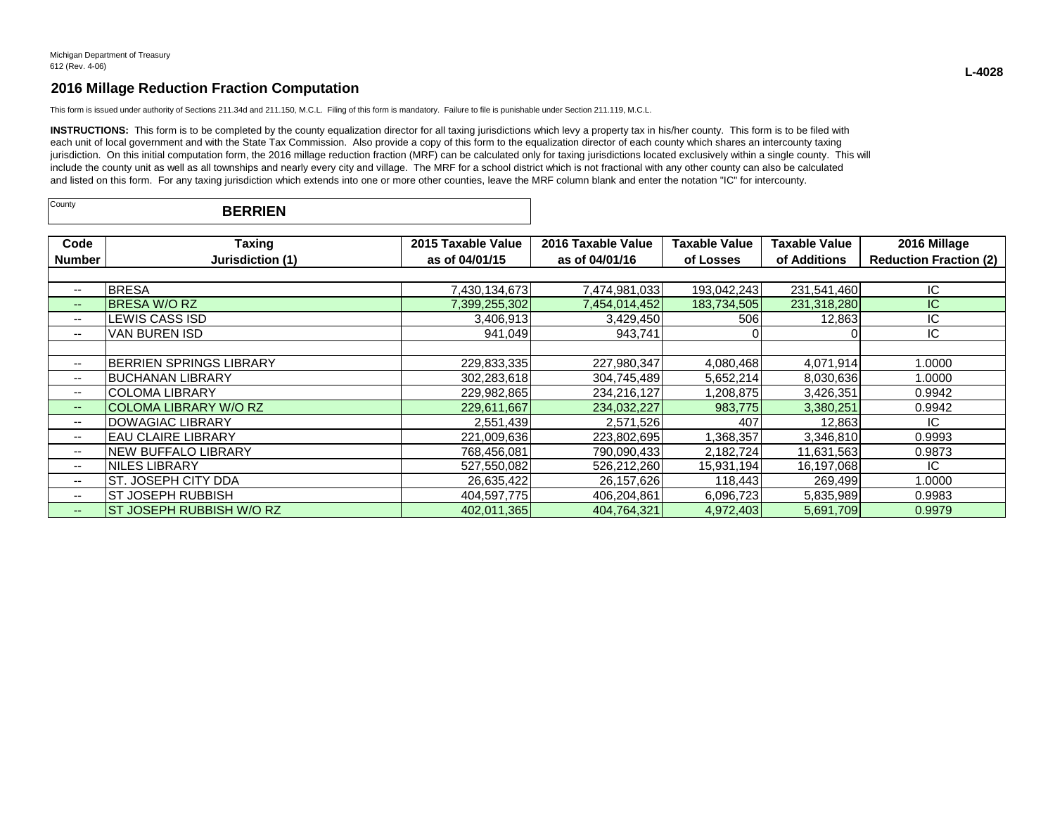Michigan Department of Treasury
612 (Rev. 4-06)

**L-4028**

## 2016 Millage Reduction Fraction Computation

This form is issued under authority of Sections 211.34d and 211.150, M.C.L. Filing of this form is mandatory. Failure to file is punishable under Section 211.119, M.C.L.

**INSTRUCTIONS:** This form is to be completed by the county equalization director for all taxing jurisdictions which levy a property tax in his/her county. This form is to be filed with each unit of local government and with the State Tax Commission. Also provide a copy of this form to the equalization director of each county which shares an intercounty taxing jurisdiction. On this initial computation form, the 2016 millage reduction fraction (MRF) can be calculated only for taxing jurisdictions located exclusively within a single county. This will include the county unit as well as all townships and nearly every city and village. The MRF for a school district which is not fractional with any other county can also be calculated and listed on this form. For any taxing jurisdiction which extends into one or more other counties, leave the MRF column blank and enter the notation "IC" for intercounty.

County: **BERRIEN**

| Code Number | Taxing Jurisdiction (1) | 2015 Taxable Value as of 04/01/15 | 2016 Taxable Value as of 04/01/16 | Taxable Value of Losses | Taxable Value of Additions | 2016 Millage Reduction Fraction (2) |
|---|---|---|---|---|---|---|
| -- | BRESA | 7,430,134,673 | 7,474,981,033 | 193,042,243 | 231,541,460 | IC |
| -- | BRESA W/O RZ | 7,399,255,302 | 7,454,014,452 | 183,734,505 | 231,318,280 | IC |
| -- | LEWIS CASS ISD | 3,406,913 | 3,429,450 | 506 | 12,863 | IC |
| -- | VAN BUREN ISD | 941,049 | 943,741 | 0 | 0 | IC |
| | | | | | | |
| -- | BERRIEN SPRINGS LIBRARY | 229,833,335 | 227,980,347 | 4,080,468 | 4,071,914 | 1.0000 |
| -- | BUCHANAN LIBRARY | 302,283,618 | 304,745,489 | 5,652,214 | 8,030,636 | 1.0000 |
| -- | COLOMA LIBRARY | 229,982,865 | 234,216,127 | 1,208,875 | 3,426,351 | 0.9942 |
| -- | COLOMA LIBRARY W/O RZ | 229,611,667 | 234,032,227 | 983,775 | 3,380,251 | 0.9942 |
| -- | DOWAGIAC LIBRARY | 2,551,439 | 2,571,526 | 407 | 12,863 | IC |
| -- | EAU CLAIRE LIBRARY | 221,009,636 | 223,802,695 | 1,368,357 | 3,346,810 | 0.9993 |
| -- | NEW BUFFALO LIBRARY | 768,456,081 | 790,090,433 | 2,182,724 | 11,631,563 | 0.9873 |
| -- | NILES LIBRARY | 527,550,082 | 526,212,260 | 15,931,194 | 16,197,068 | IC |
| -- | ST. JOSEPH CITY DDA | 26,635,422 | 26,157,626 | 118,443 | 269,499 | 1.0000 |
| -- | ST JOSEPH RUBBISH | 404,597,775 | 406,204,861 | 6,096,723 | 5,835,989 | 0.9983 |
| -- | ST JOSEPH RUBBISH W/O RZ | 402,011,365 | 404,764,321 | 4,972,403 | 5,691,709 | 0.9979 |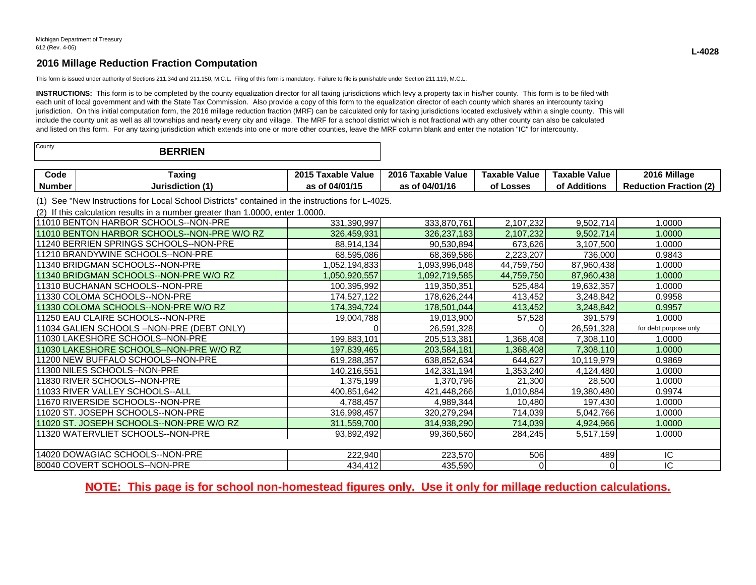Michigan Department of Treasury
612 (Rev. 4-06)

L-4028

## 2016 Millage Reduction Fraction Computation

This form is issued under authority of Sections 211.34d and 211.150, M.C.L. Filing of this form is mandatory. Failure to file is punishable under Section 211.119, M.C.L.

**INSTRUCTIONS:** This form is to be completed by the county equalization director for all taxing jurisdictions which levy a property tax in his/her county. This form is to be filed with each unit of local government and with the State Tax Commission. Also provide a copy of this form to the equalization director of each county which shares an intercounty taxing jurisdiction. On this initial computation form, the 2016 millage reduction fraction (MRF) can be calculated only for taxing jurisdictions located exclusively within a single county. This will include the county unit as well as all townships and nearly every city and village. The MRF for a school district which is not fractional with any other county can also be calculated and listed on this form. For any taxing jurisdiction which extends into one or more other counties, leave the MRF column blank and enter the notation "IC" for intercounty.

County: **BERRIEN**

(1) See "New Instructions for Local School Districts" contained in the instructions for L-4025.

(2) If this calculation results in a number greater than 1.0000, enter 1.0000.

| Code Number / Taxing Jurisdiction (1) | 2015 Taxable Value as of 04/01/15 | 2016 Taxable Value as of 04/01/16 | Taxable Value of Losses | Taxable Value of Additions | 2016 Millage Reduction Fraction (2) |
|---|---|---|---|---|---|
| 11010 BENTON HARBOR SCHOOLS--NON-PRE | 331,390,997 | 333,870,761 | 2,107,232 | 9,502,714 | 1.0000 |
| 11010 BENTON HARBOR SCHOOLS--NON-PRE W/O RZ | 326,459,931 | 326,237,183 | 2,107,232 | 9,502,714 | 1.0000 |
| 11240 BERRIEN SPRINGS SCHOOLS--NON-PRE | 88,914,134 | 90,530,894 | 673,626 | 3,107,500 | 1.0000 |
| 11210 BRANDYWINE SCHOOLS--NON-PRE | 68,595,086 | 68,369,586 | 2,223,207 | 736,000 | 0.9843 |
| 11340 BRIDGMAN SCHOOLS--NON-PRE | 1,052,194,833 | 1,093,996,048 | 44,759,750 | 87,960,438 | 1.0000 |
| 11340 BRIDGMAN SCHOOLS--NON-PRE W/O RZ | 1,050,920,557 | 1,092,719,585 | 44,759,750 | 87,960,438 | 1.0000 |
| 11310 BUCHANAN SCHOOLS--NON-PRE | 100,395,992 | 119,350,351 | 525,484 | 19,632,357 | 1.0000 |
| 11330 COLOMA SCHOOLS--NON-PRE | 174,527,122 | 178,626,244 | 413,452 | 3,248,842 | 0.9958 |
| 11330 COLOMA SCHOOLS--NON-PRE W/O RZ | 174,394,724 | 178,501,044 | 413,452 | 3,248,842 | 0.9957 |
| 11250 EAU CLAIRE SCHOOLS--NON-PRE | 19,004,788 | 19,013,900 | 57,528 | 391,579 | 1.0000 |
| 11034 GALIEN SCHOOLS --NON-PRE (DEBT ONLY) | 0 | 26,591,328 | 0 | 26,591,328 | for debt purpose only |
| 11030 LAKESHORE SCHOOLS--NON-PRE | 199,883,101 | 205,513,381 | 1,368,408 | 7,308,110 | 1.0000 |
| 11030 LAKESHORE SCHOOLS--NON-PRE W/O RZ | 197,839,465 | 203,584,181 | 1,368,408 | 7,308,110 | 1.0000 |
| 11200 NEW BUFFALO SCHOOLS--NON-PRE | 619,288,357 | 638,852,634 | 644,627 | 10,119,979 | 0.9869 |
| 11300 NILES SCHOOLS--NON-PRE | 140,216,551 | 142,331,194 | 1,353,240 | 4,124,480 | 1.0000 |
| 11830 RIVER SCHOOLS--NON-PRE | 1,375,199 | 1,370,796 | 21,300 | 28,500 | 1.0000 |
| 11033 RIVER VALLEY SCHOOLS--ALL | 400,851,642 | 421,448,266 | 1,010,884 | 19,380,480 | 0.9974 |
| 11670 RIVERSIDE SCHOOLS--NON-PRE | 4,788,457 | 4,989,344 | 10,480 | 197,430 | 1.0000 |
| 11020 ST. JOSEPH SCHOOLS--NON-PRE | 316,998,457 | 320,279,294 | 714,039 | 5,042,766 | 1.0000 |
| 11020 ST. JOSEPH SCHOOLS--NON-PRE W/O RZ | 311,559,700 | 314,938,290 | 714,039 | 4,924,966 | 1.0000 |
| 11320 WATERVLIET SCHOOLS--NON-PRE | 93,892,492 | 99,360,560 | 284,245 | 5,517,159 | 1.0000 |
| | | | | | |
| 14020 DOWAGIAC SCHOOLS--NON-PRE | 222,940 | 223,570 | 506 | 489 | IC |
| 80040 COVERT SCHOOLS--NON-PRE | 434,412 | 435,590 | 0 | 0 | IC |

**NOTE: This page is for school non-homestead figures only. Use it only for millage reduction calculations.**